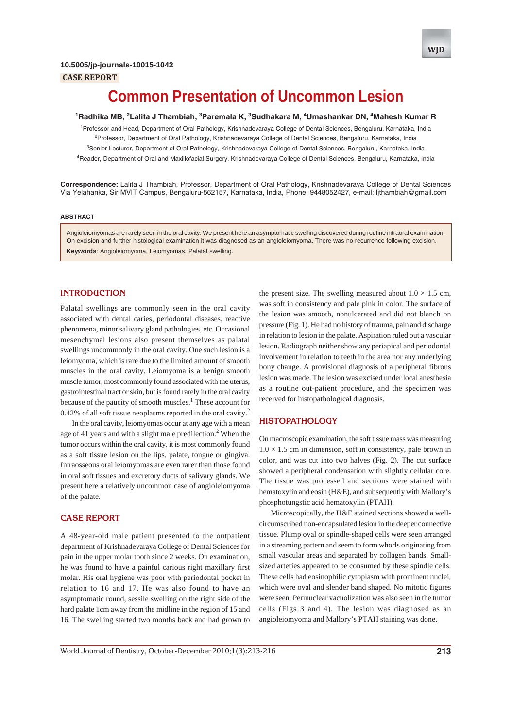10.5005/jp-journals-10015-1042

**CASE REPORT**

# Common Presentation of Uncommon Lesion

**[1]Radhika MB, [2]Lalita J Thambiah, [3]Paremala K, [3]Sudhakara M, [4]Umashankar DN, [4]Mahesh Kumar R**

[1]Professor and Head, Department of Oral Pathology, Krishnadevaraya College of Dental Sciences, Bengaluru, Karnataka, India

[2]Professor, Department of Oral Pathology, Krishnadevaraya College of Dental Sciences, Bengaluru, Karnataka, India

[3]Senior Lecturer, Department of Oral Pathology, Krishnadevaraya College of Dental Sciences, Bengaluru, Karnataka, India

[4]Reader, Department of Oral and Maxillofacial Surgery, Krishnadevaraya College of Dental Sciences, Bengaluru, Karnataka, India

**Correspondence:** Lalita J Thambiah, Professor, Department of Oral Pathology, Krishnadevaraya College of Dental Sciences Via Yelahanka, Sir MVIT Campus, Bengaluru-562157, Karnataka, India, Phone: 9448052427, e-mail: ljthambiah@gmail.com

## ABSTRACT

Angioleiomyomas are rarely seen in the oral cavity. We present here an asymptomatic swelling discovered during routine intraoral examination. On excision and further histological examination it was diagnosed as an angioleiomyoma. There was no recurrence following excision.

**Keywords**: Angioleiomyoma, Leiomyomas, Palatal swelling.

## INTRODUCTION

Palatal swellings are commonly seen in the oral cavity associated with dental caries, periodontal diseases, reactive phenomena, minor salivary gland pathologies, etc. Occasional mesenchymal lesions also present themselves as palatal swellings uncommonly in the oral cavity. One such lesion is a leiomyoma, which is rare due to the limited amount of smooth muscles in the oral cavity. Leiomyoma is a benign smooth muscle tumor, most commonly found associated with the uterus, gastrointestinal tract or skin, but is found rarely in the oral cavity because of the paucity of smooth muscles.[1] These account for 0.42% of all soft tissue neoplasms reported in the oral cavity.[2]

In the oral cavity, leiomyomas occur at any age with a mean age of 41 years and with a slight male predilection.[2] When the tumor occurs within the oral cavity, it is most commonly found as a soft tissue lesion on the lips, palate, tongue or gingiva. Intraosseous oral leiomyomas are even rarer than those found in oral soft tissues and excretory ducts of salivary glands. We present here a relatively uncommon case of angioleiomyoma of the palate.

## CASE REPORT

A 48-year-old male patient presented to the outpatient department of Krishnadevaraya College of Dental Sciences for pain in the upper molar tooth since 2 weeks. On examination, he was found to have a painful carious right maxillary first molar. His oral hygiene was poor with periodontal pocket in relation to 16 and 17. He was also found to have an asymptomatic round, sessile swelling on the right side of the hard palate 1cm away from the midline in the region of 15 and 16. The swelling started two months back and had grown to the present size. The swelling measured about $1.0 \times 1.5$ cm, was soft in consistency and pale pink in color. The surface of the lesion was smooth, nonulcerated and did not blanch on pressure (Fig. 1). He had no history of trauma, pain and discharge in relation to lesion in the palate. Aspiration ruled out a vascular lesion. Radiograph neither show any periapical and periodontal involvement in relation to teeth in the area nor any underlying bony change. A provisional diagnosis of a peripheral fibrous lesion was made. The lesion was excised under local anesthesia as a routine out-patient procedure, and the specimen was received for histopathological diagnosis.

## HISTOPATHOLOGY

On macroscopic examination, the soft tissue mass was measuring $1.0 \times 1.5$ cm in dimension, soft in consistency, pale brown in color, and was cut into two halves (Fig. 2). The cut surface showed a peripheral condensation with slightly cellular core. The tissue was processed and sections were stained with hematoxylin and eosin (H&E), and subsequently with Mallory's phosphotungstic acid hematoxylin (PTAH).

Microscopically, the H&E stained sections showed a well-circumscribed non-encapsulated lesion in the deeper connective tissue. Plump oval or spindle-shaped cells were seen arranged in a streaming pattern and seem to form whorls originating from small vascular areas and separated by collagen bands. Small-sized arteries appeared to be consumed by these spindle cells. These cells had eosinophilic cytoplasm with prominent nuclei, which were oval and slender band shaped. No mitotic figures were seen. Perinuclear vacuolization was also seen in the tumor cells (Figs 3 and 4). The lesion was diagnosed as an angioleiomyoma and Mallory's PTAH staining was done.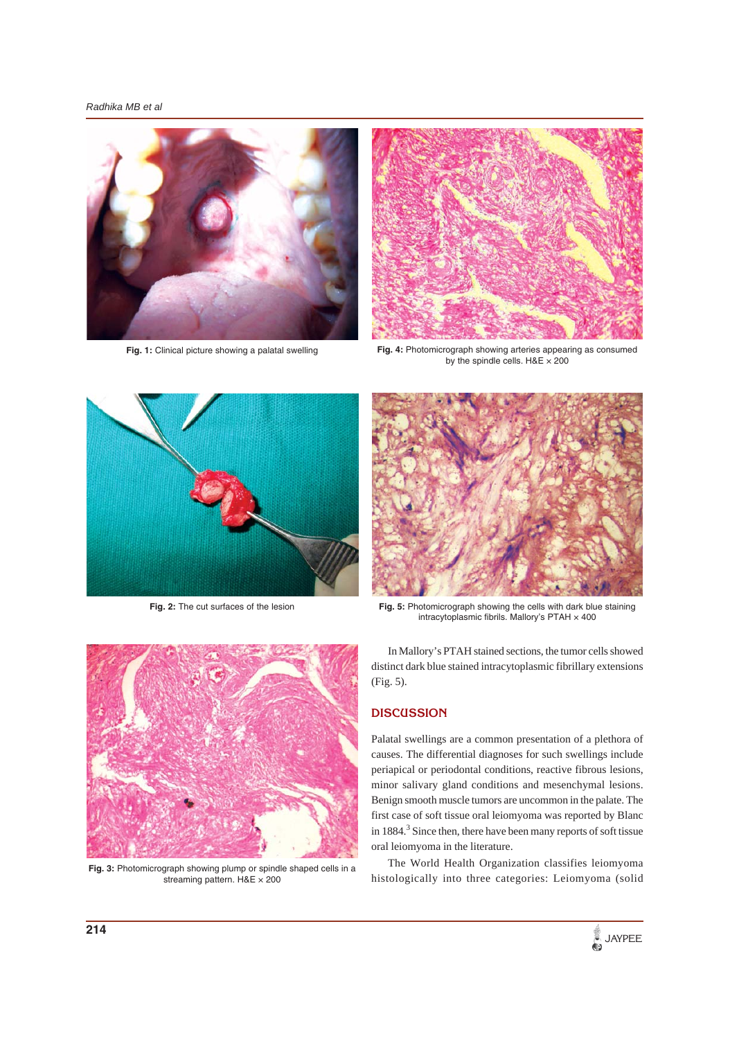Fig. 1: Clinical picture showing a palatal swelling

Fig. 2: The cut surfaces of the lesion

Fig. 3: Photomicrograph showing plump or spindle shaped cells in a streaming pattern. H&E × 200

Fig. 4: Photomicrograph showing arteries appearing as consumed by the spindle cells. H&E × 200

Fig. 5: Photomicrograph showing the cells with dark blue staining intracytoplasmic fibrils. Mallory's PTAH × 400

In Mallory's PTAH stained sections, the tumor cells showed distinct dark blue stained intracytoplasmic fibrillary extensions (Fig. 5).

## DISCUSSION

Palatal swellings are a common presentation of a plethora of causes. The differential diagnoses for such swellings include periapical or periodontal conditions, reactive fibrous lesions, minor salivary gland conditions and mesenchymal lesions. Benign smooth muscle tumors are uncommon in the palate. The first case of soft tissue oral leiomyoma was reported by Blanc in 1884.[3] Since then, there have been many reports of soft tissue oral leiomyoma in the literature.

The World Health Organization classifies leiomyoma histologically into three categories: Leiomyoma (solid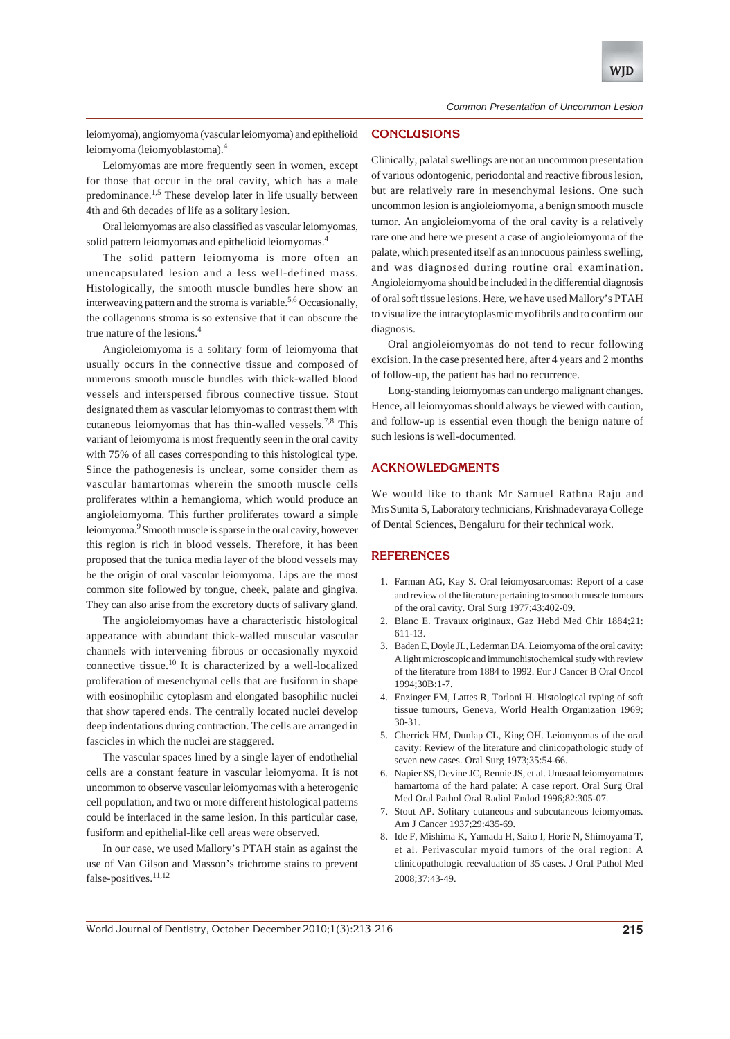leiomyoma), angiomyoma (vascular leiomyoma) and epithelioid leiomyoma (leiomyoblastoma).[4]

Leiomyomas are more frequently seen in women, except for those that occur in the oral cavity, which has a male predominance.[1,5] These develop later in life usually between 4th and 6th decades of life as a solitary lesion.

Oral leiomyomas are also classified as vascular leiomyomas, solid pattern leiomyomas and epithelioid leiomyomas.[4]

The solid pattern leiomyoma is more often an unencapsulated lesion and a less well-defined mass. Histologically, the smooth muscle bundles here show an interweaving pattern and the stroma is variable.[5,6] Occasionally, the collagenous stroma is so extensive that it can obscure the true nature of the lesions.[4]

Angioleiomyoma is a solitary form of leiomyoma that usually occurs in the connective tissue and composed of numerous smooth muscle bundles with thick-walled blood vessels and interspersed fibrous connective tissue. Stout designated them as vascular leiomyomas to contrast them with cutaneous leiomyomas that has thin-walled vessels.[7,8] This variant of leiomyoma is most frequently seen in the oral cavity with 75% of all cases corresponding to this histological type. Since the pathogenesis is unclear, some consider them as vascular hamartomas wherein the smooth muscle cells proliferates within a hemangioma, which would produce an angioleiomyoma. This further proliferates toward a simple leiomyoma.[9] Smooth muscle is sparse in the oral cavity, however this region is rich in blood vessels. Therefore, it has been proposed that the tunica media layer of the blood vessels may be the origin of oral vascular leiomyoma. Lips are the most common site followed by tongue, cheek, palate and gingiva. They can also arise from the excretory ducts of salivary gland.

The angioleiomyomas have a characteristic histological appearance with abundant thick-walled muscular vascular channels with intervening fibrous or occasionally myxoid connective tissue.[10] It is characterized by a well-localized proliferation of mesenchymal cells that are fusiform in shape with eosinophilic cytoplasm and elongated basophilic nuclei that show tapered ends. The centrally located nuclei develop deep indentations during contraction. The cells are arranged in fascicles in which the nuclei are staggered.

The vascular spaces lined by a single layer of endothelial cells are a constant feature in vascular leiomyoma. It is not uncommon to observe vascular leiomyomas with a heterogenic cell population, and two or more different histological patterns could be interlaced in the same lesion. In this particular case, fusiform and epithelial-like cell areas were observed.

In our case, we used Mallory's PTAH stain as against the use of Van Gilson and Masson's trichrome stains to prevent false-positives.[11,12]

## CONCLUSIONS

Clinically, palatal swellings are not an uncommon presentation of various odontogenic, periodontal and reactive fibrous lesion, but are relatively rare in mesenchymal lesions. One such uncommon lesion is angioleiomyoma, a benign smooth muscle tumor. An angioleiomyoma of the oral cavity is a relatively rare one and here we present a case of angioleiomyoma of the palate, which presented itself as an innocuous painless swelling, and was diagnosed during routine oral examination. Angioleiomyoma should be included in the differential diagnosis of oral soft tissue lesions. Here, we have used Mallory's PTAH to visualize the intracytoplasmic myofibrils and to confirm our diagnosis.

Oral angioleiomyomas do not tend to recur following excision. In the case presented here, after 4 years and 2 months of follow-up, the patient has had no recurrence.

Long-standing leiomyomas can undergo malignant changes. Hence, all leiomyomas should always be viewed with caution, and follow-up is essential even though the benign nature of such lesions is well-documented.

## ACKNOWLEDGMENTS

We would like to thank Mr Samuel Rathna Raju and Mrs Sunita S, Laboratory technicians, Krishnadevaraya College of Dental Sciences, Bengaluru for their technical work.

## REFERENCES

1. Farman AG, Kay S. Oral leiomyosarcomas: Report of a case and review of the literature pertaining to smooth muscle tumours of the oral cavity. Oral Surg 1977;43:402-09.
2. Blanc E. Travaux originaux, Gaz Hebd Med Chir 1884;21: 611-13.
3. Baden E, Doyle JL, Lederman DA. Leiomyoma of the oral cavity: A light microscopic and immunohistochemical study with review of the literature from 1884 to 1992. Eur J Cancer B Oral Oncol 1994;30B:1-7.
4. Enzinger FM, Lattes R, Torloni H. Histological typing of soft tissue tumours, Geneva, World Health Organization 1969; 30-31.
5. Cherrick HM, Dunlap CL, King OH. Leiomyomas of the oral cavity: Review of the literature and clinicopathologic study of seven new cases. Oral Surg 1973;35:54-66.
6. Napier SS, Devine JC, Rennie JS, et al. Unusual leiomyomatous hamartoma of the hard palate: A case report. Oral Surg Oral Med Oral Pathol Oral Radiol Endod 1996;82:305-07.
7. Stout AP. Solitary cutaneous and subcutaneous leiomyomas. Am J Cancer 1937;29:435-69.
8. Ide F, Mishima K, Yamada H, Saito I, Horie N, Shimoyama T, et al. Perivascular myoid tumors of the oral region: A clinicopathologic reevaluation of 35 cases. J Oral Pathol Med 2008;37:43-49.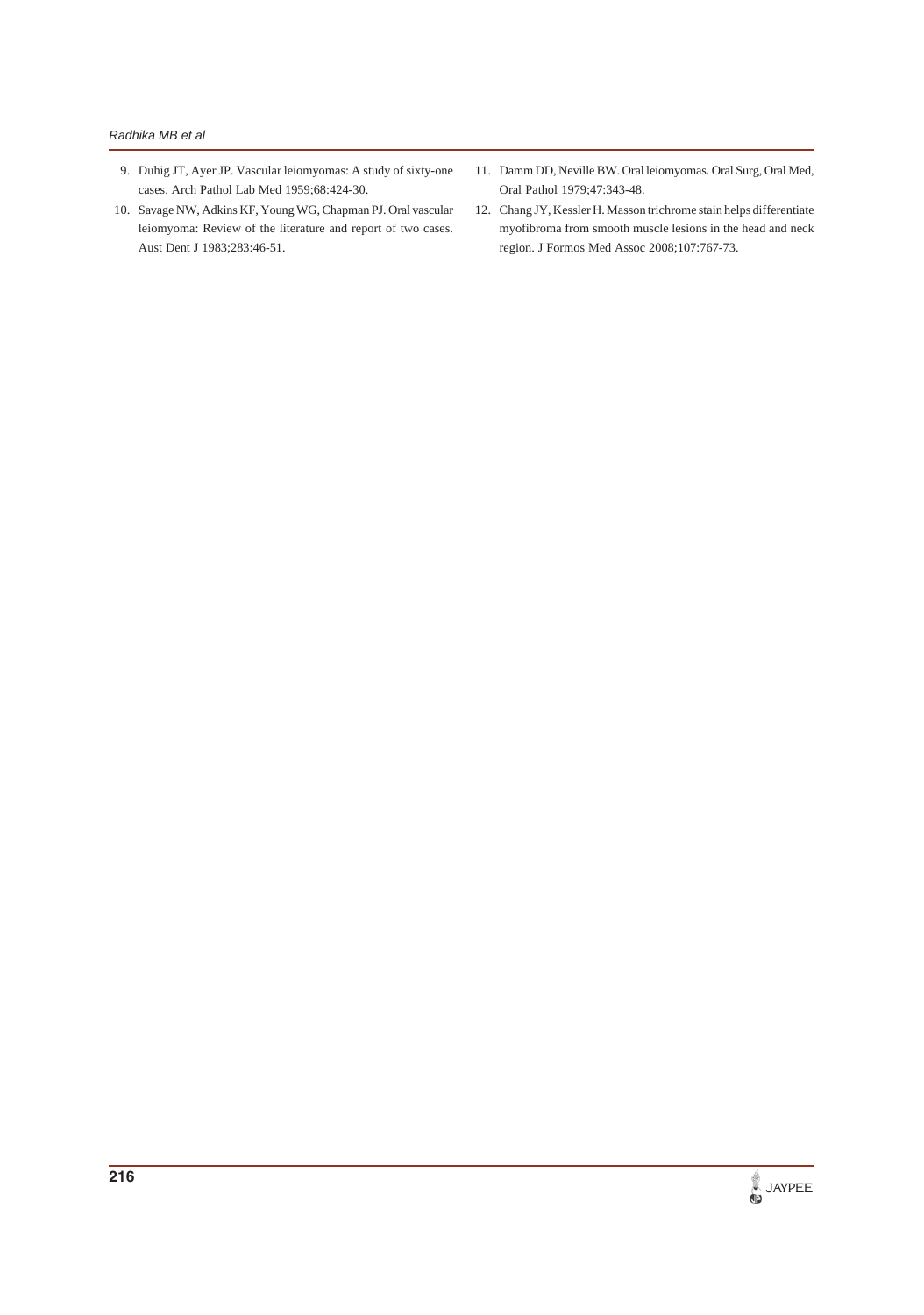9. Duhig JT, Ayer JP. Vascular leiomyomas: A study of sixty-one cases. Arch Pathol Lab Med 1959;68:424-30.
10. Savage NW, Adkins KF, Young WG, Chapman PJ. Oral vascular leiomyoma: Review of the literature and report of two cases. Aust Dent J 1983;283:46-51.
11. Damm DD, Neville BW. Oral leiomyomas. Oral Surg, Oral Med, Oral Pathol 1979;47:343-48.
12. Chang JY, Kessler H. Masson trichrome stain helps differentiate myofibroma from smooth muscle lesions in the head and neck region. J Formos Med Assoc 2008;107:767-73.